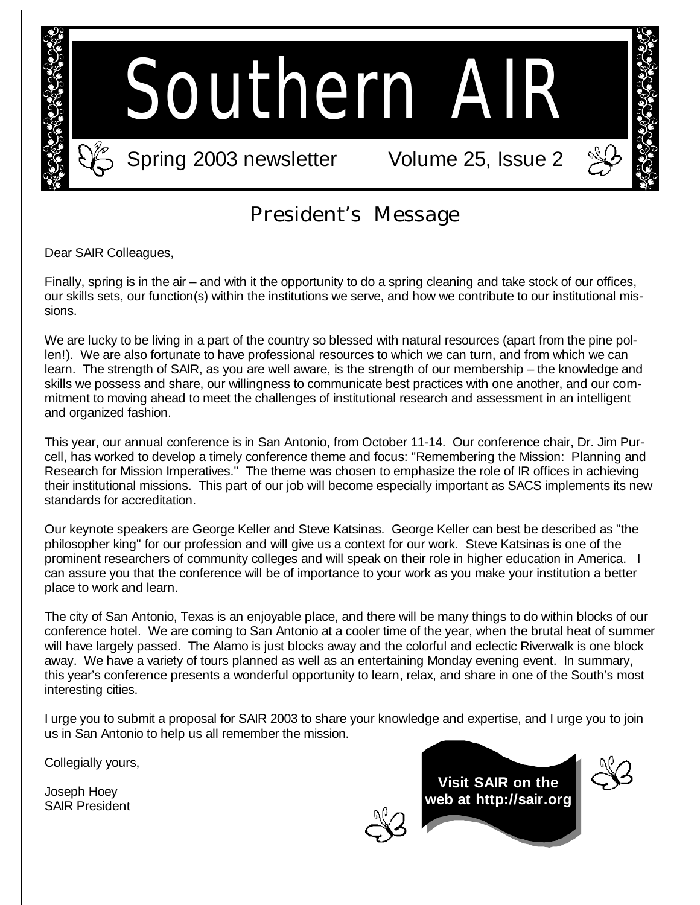# Southern AIR

Spring 2003 newsletter Volume 25, Issue 2

## President's Message

Dear SAIR Colleagues,

Finally, spring is in the air – and with it the opportunity to do a spring cleaning and take stock of our offices, our skills sets, our function(s) within the institutions we serve, and how we contribute to our institutional missions.

We are lucky to be living in a part of the country so blessed with natural resources (apart from the pine pollen!). We are also fortunate to have professional resources to which we can turn, and from which we can learn. The strength of SAIR, as you are well aware, is the strength of our membership – the knowledge and skills we possess and share, our willingness to communicate best practices with one another, and our commitment to moving ahead to meet the challenges of institutional research and assessment in an intelligent and organized fashion.

This year, our annual conference is in San Antonio, from October 11-14. Our conference chair, Dr. Jim Purcell, has worked to develop a timely conference theme and focus: "Remembering the Mission: Planning and Research for Mission Imperatives." The theme was chosen to emphasize the role of IR offices in achieving their institutional missions. This part of our job will become especially important as SACS implements its new standards for accreditation.

Our keynote speakers are George Keller and Steve Katsinas. George Keller can best be described as "the philosopher king" for our profession and will give us a context for our work. Steve Katsinas is one of the prominent researchers of community colleges and will speak on their role in higher education in America. I can assure you that the conference will be of importance to your work as you make your institution a better place to work and learn.

The city of San Antonio, Texas is an enjoyable place, and there will be many things to do within blocks of our conference hotel. We are coming to San Antonio at a cooler time of the year, when the brutal heat of summer will have largely passed. The Alamo is just blocks away and the colorful and eclectic Riverwalk is one block away. We have a variety of tours planned as well as an entertaining Monday evening event. In summary, this year's conference presents a wonderful opportunity to learn, relax, and share in one of the South's most interesting cities.

I urge you to submit a proposal for SAIR 2003 to share your knowledge and expertise, and I urge you to join us in San Antonio to help us all remember the mission.

Collegially yours,

Joseph Hoey
SAIR President

**Visit SAIR on the web at http://sair.org**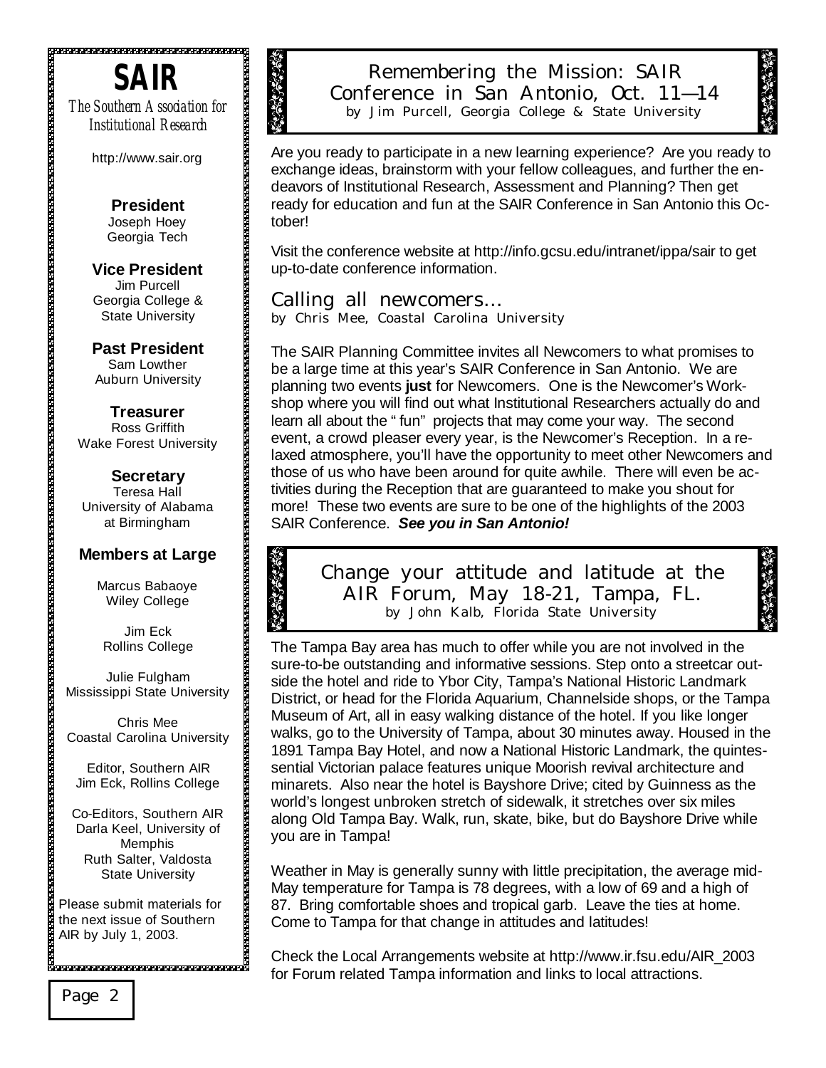**SAIR**

*The Southern Association for Institutional Research*

http://www.sair.org

**President**
Joseph Hoey
Georgia Tech

**Vice President**
Jim Purcell
Georgia College & State University

**Past President**
Sam Lowther
Auburn University

**Treasurer**
Ross Griffith
Wake Forest University

**Secretary**
Teresa Hall
University of Alabama at Birmingham

**Members at Large**

Marcus Babaoye
Wiley College

Jim Eck
Rollins College

Julie Fulgham
Mississippi State University

Chris Mee
Coastal Carolina University

Editor, Southern AIR
Jim Eck, Rollins College

Co-Editors, Southern AIR
Darla Keel, University of Memphis
Ruth Salter, Valdosta State University

Please submit materials for the next issue of Southern AIR by July 1, 2003.

## Remembering the Mission: SAIR Conference in San Antonio, Oct. 11—14

by Jim Purcell, Georgia College & State University

Are you ready to participate in a new learning experience? Are you ready to exchange ideas, brainstorm with your fellow colleagues, and further the endeavors of Institutional Research, Assessment and Planning? Then get ready for education and fun at the SAIR Conference in San Antonio this October!

Visit the conference website at http://info.gcsu.edu/intranet/ippa/sair to get up-to-date conference information.

## Calling all newcomers…

by Chris Mee, Coastal Carolina University

The SAIR Planning Committee invites all Newcomers to what promises to be a large time at this year's SAIR Conference in San Antonio. We are planning two events **just** for Newcomers. One is the Newcomer's Workshop where you will find out what Institutional Researchers actually do and learn all about the "fun" projects that may come your way. The second event, a crowd pleaser every year, is the Newcomer's Reception. In a relaxed atmosphere, you'll have the opportunity to meet other Newcomers and those of us who have been around for quite awhile. There will even be activities during the Reception that are guaranteed to make you shout for more! These two events are sure to be one of the highlights of the 2003 SAIR Conference. ***See you in San Antonio!***

## Change your attitude and latitude at the AIR Forum, May 18-21, Tampa, FL.

by John Kalb, Florida State University

The Tampa Bay area has much to offer while you are not involved in the sure-to-be outstanding and informative sessions. Step onto a streetcar outside the hotel and ride to Ybor City, Tampa's National Historic Landmark District, or head for the Florida Aquarium, Channelside shops, or the Tampa Museum of Art, all in easy walking distance of the hotel. If you like longer walks, go to the University of Tampa, about 30 minutes away. Housed in the 1891 Tampa Bay Hotel, and now a National Historic Landmark, the quintessential Victorian palace features unique Moorish revival architecture and minarets. Also near the hotel is Bayshore Drive; cited by Guinness as the world's longest unbroken stretch of sidewalk, it stretches over six miles along Old Tampa Bay. Walk, run, skate, bike, but do Bayshore Drive while you are in Tampa!

Weather in May is generally sunny with little precipitation, the average mid-May temperature for Tampa is 78 degrees, with a low of 69 and a high of 87. Bring comfortable shoes and tropical garb. Leave the ties at home. Come to Tampa for that change in attitudes and latitudes!

Check the Local Arrangements website at http://www.ir.fsu.edu/AIR_2003 for Forum related Tampa information and links to local attractions.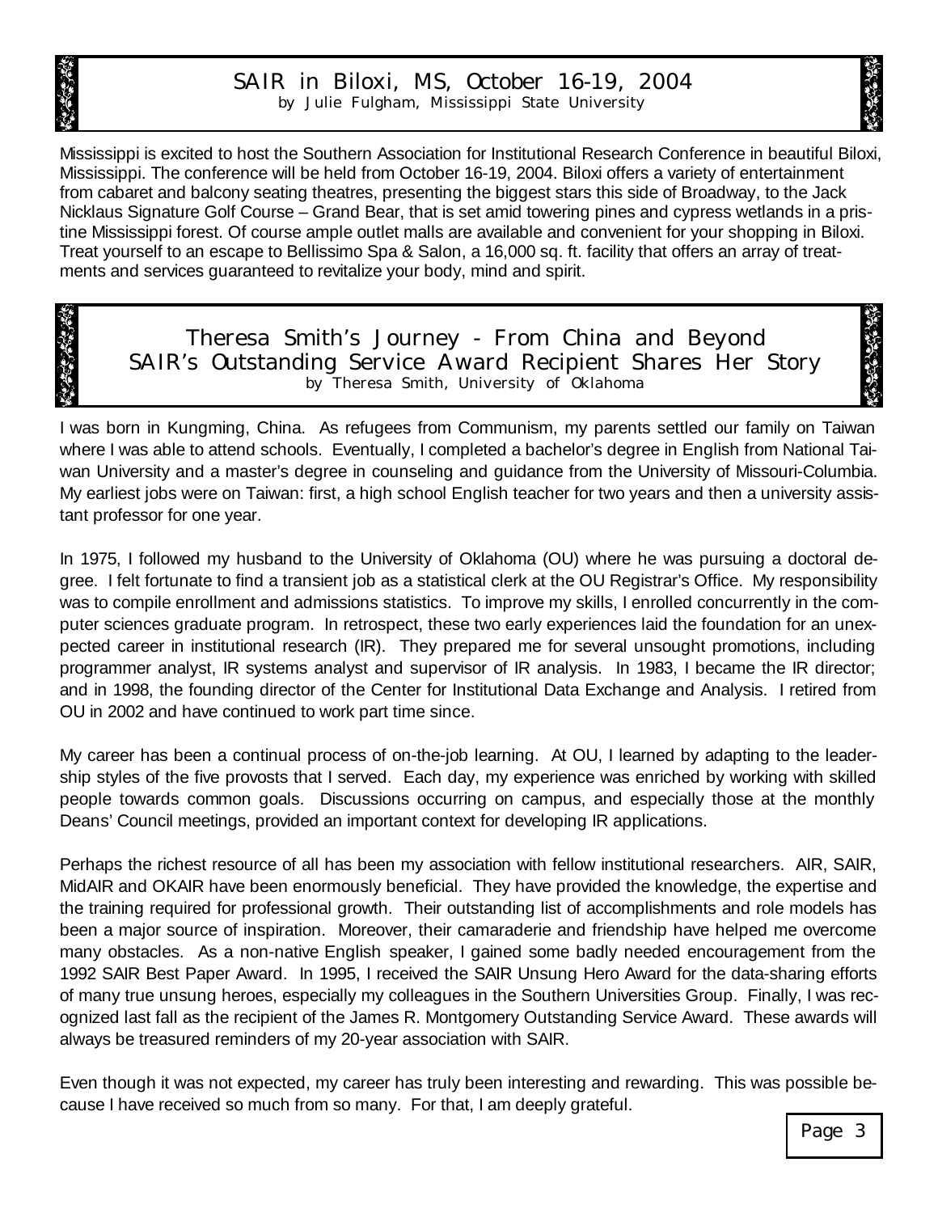## SAIR in Biloxi, MS, October 16-19, 2004

by Julie Fulgham, Mississippi State University

Mississippi is excited to host the Southern Association for Institutional Research Conference in beautiful Biloxi, Mississippi. The conference will be held from October 16-19, 2004. Biloxi offers a variety of entertainment from cabaret and balcony seating theatres, presenting the biggest stars this side of Broadway, to the Jack Nicklaus Signature Golf Course – Grand Bear, that is set amid towering pines and cypress wetlands in a pristine Mississippi forest. Of course ample outlet malls are available and convenient for your shopping in Biloxi. Treat yourself to an escape to Bellissimo Spa & Salon, a 16,000 sq. ft. facility that offers an array of treatments and services guaranteed to revitalize your body, mind and spirit.

## Theresa Smith's Journey - From China and Beyond
## SAIR's Outstanding Service Award Recipient Shares Her Story

by Theresa Smith, University of Oklahoma

I was born in Kungming, China. As refugees from Communism, my parents settled our family on Taiwan where I was able to attend schools. Eventually, I completed a bachelor's degree in English from National Taiwan University and a master's degree in counseling and guidance from the University of Missouri-Columbia. My earliest jobs were on Taiwan: first, a high school English teacher for two years and then a university assistant professor for one year.

In 1975, I followed my husband to the University of Oklahoma (OU) where he was pursuing a doctoral degree. I felt fortunate to find a transient job as a statistical clerk at the OU Registrar's Office. My responsibility was to compile enrollment and admissions statistics. To improve my skills, I enrolled concurrently in the computer sciences graduate program. In retrospect, these two early experiences laid the foundation for an unexpected career in institutional research (IR). They prepared me for several unsought promotions, including programmer analyst, IR systems analyst and supervisor of IR analysis. In 1983, I became the IR director; and in 1998, the founding director of the Center for Institutional Data Exchange and Analysis. I retired from OU in 2002 and have continued to work part time since.

My career has been a continual process of on-the-job learning. At OU, I learned by adapting to the leadership styles of the five provosts that I served. Each day, my experience was enriched by working with skilled people towards common goals. Discussions occurring on campus, and especially those at the monthly Deans' Council meetings, provided an important context for developing IR applications.

Perhaps the richest resource of all has been my association with fellow institutional researchers. AIR, SAIR, MidAIR and OKAIR have been enormously beneficial. They have provided the knowledge, the expertise and the training required for professional growth. Their outstanding list of accomplishments and role models has been a major source of inspiration. Moreover, their camaraderie and friendship have helped me overcome many obstacles. As a non-native English speaker, I gained some badly needed encouragement from the 1992 SAIR Best Paper Award. In 1995, I received the SAIR Unsung Hero Award for the data-sharing efforts of many true unsung heroes, especially my colleagues in the Southern Universities Group. Finally, I was recognized last fall as the recipient of the James R. Montgomery Outstanding Service Award. These awards will always be treasured reminders of my 20-year association with SAIR.

Even though it was not expected, my career has truly been interesting and rewarding. This was possible because I have received so much from so many. For that, I am deeply grateful.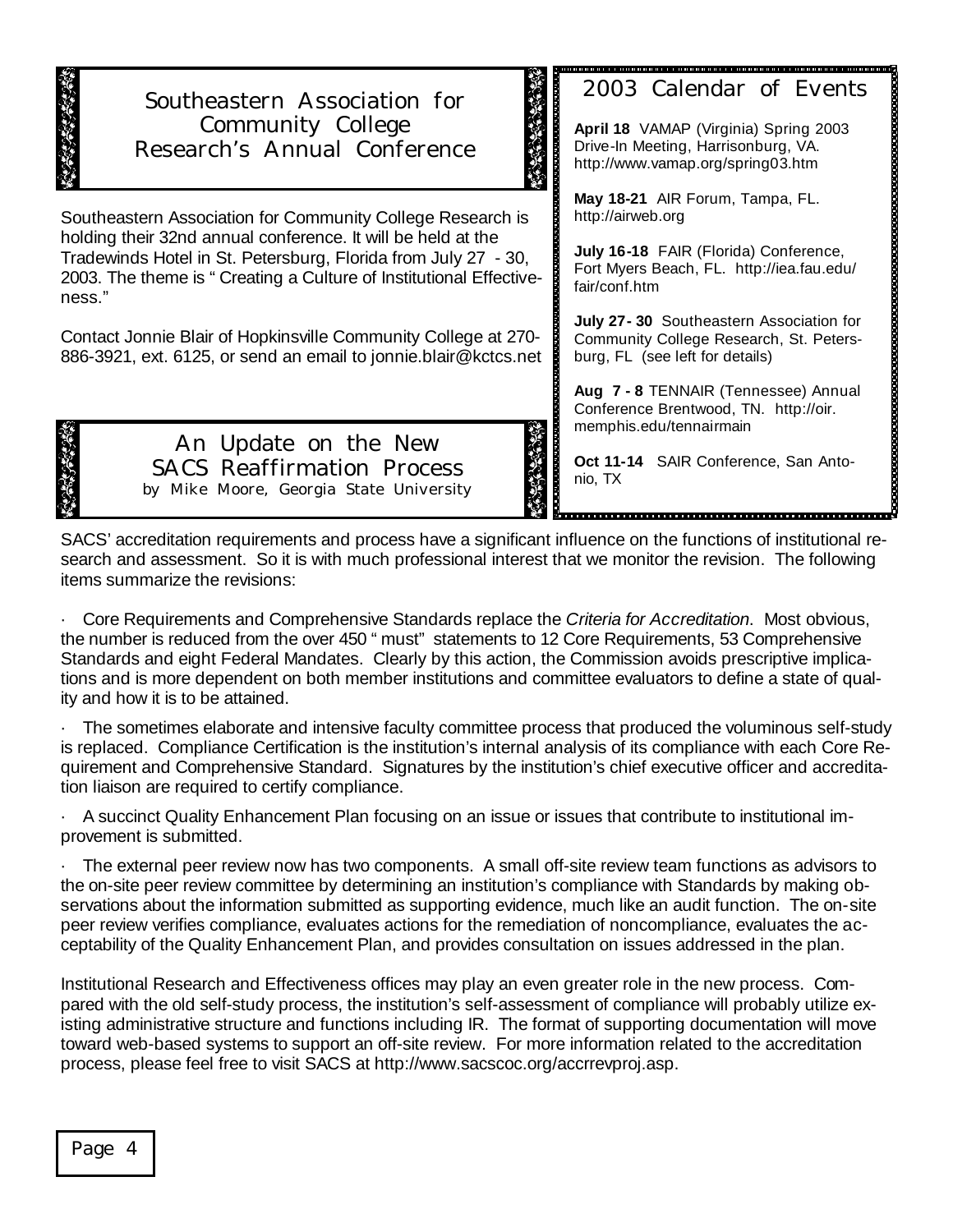## Southeastern Association for Community College Research's Annual Conference

Southeastern Association for Community College Research is holding their 32nd annual conference. It will be held at the Tradewinds Hotel in St. Petersburg, Florida from July 27 - 30, 2003. The theme is "Creating a Culture of Institutional Effectiveness."

Contact Jonnie Blair of Hopkinsville Community College at 270-886-3921, ext. 6125, or send an email to jonnie.blair@kctcs.net

## 2003 Calendar of Events

**April 18** VAMAP (Virginia) Spring 2003 Drive-In Meeting, Harrisonburg, VA. http://www.vamap.org/spring03.htm

**May 18-21** AIR Forum, Tampa, FL. http://airweb.org

**July 16-18** FAIR (Florida) Conference, Fort Myers Beach, FL. http://iea.fau.edu/fair/conf.htm

**July 27- 30** Southeastern Association for Community College Research, St. Petersburg, FL (see left for details)

**Aug 7 - 8** TENNAIR (Tennessee) Annual Conference Brentwood, TN. http://oir.memphis.edu/tennairmain

**Oct 11-14** SAIR Conference, San Antonio, TX

## An Update on the New SACS Reaffirmation Process

by Mike Moore, Georgia State University

SACS' accreditation requirements and process have a significant influence on the functions of institutional research and assessment. So it is with much professional interest that we monitor the revision. The following items summarize the revisions:

- Core Requirements and Comprehensive Standards replace the *Criteria for Accreditation*. Most obvious, the number is reduced from the over 450 "must" statements to 12 Core Requirements, 53 Comprehensive Standards and eight Federal Mandates. Clearly by this action, the Commission avoids prescriptive implications and is more dependent on both member institutions and committee evaluators to define a state of quality and how it is to be attained.

- The sometimes elaborate and intensive faculty committee process that produced the voluminous self-study is replaced. Compliance Certification is the institution's internal analysis of its compliance with each Core Requirement and Comprehensive Standard. Signatures by the institution's chief executive officer and accreditation liaison are required to certify compliance.

- A succinct Quality Enhancement Plan focusing on an issue or issues that contribute to institutional improvement is submitted.

- The external peer review now has two components. A small off-site review team functions as advisors to the on-site peer review committee by determining an institution's compliance with Standards by making observations about the information submitted as supporting evidence, much like an audit function. The on-site peer review verifies compliance, evaluates actions for the remediation of noncompliance, evaluates the acceptability of the Quality Enhancement Plan, and provides consultation on issues addressed in the plan.

Institutional Research and Effectiveness offices may play an even greater role in the new process. Compared with the old self-study process, the institution's self-assessment of compliance will probably utilize existing administrative structure and functions including IR. The format of supporting documentation will move toward web-based systems to support an off-site review. For more information related to the accreditation process, please feel free to visit SACS at http://www.sacscoc.org/accrrevproj.asp.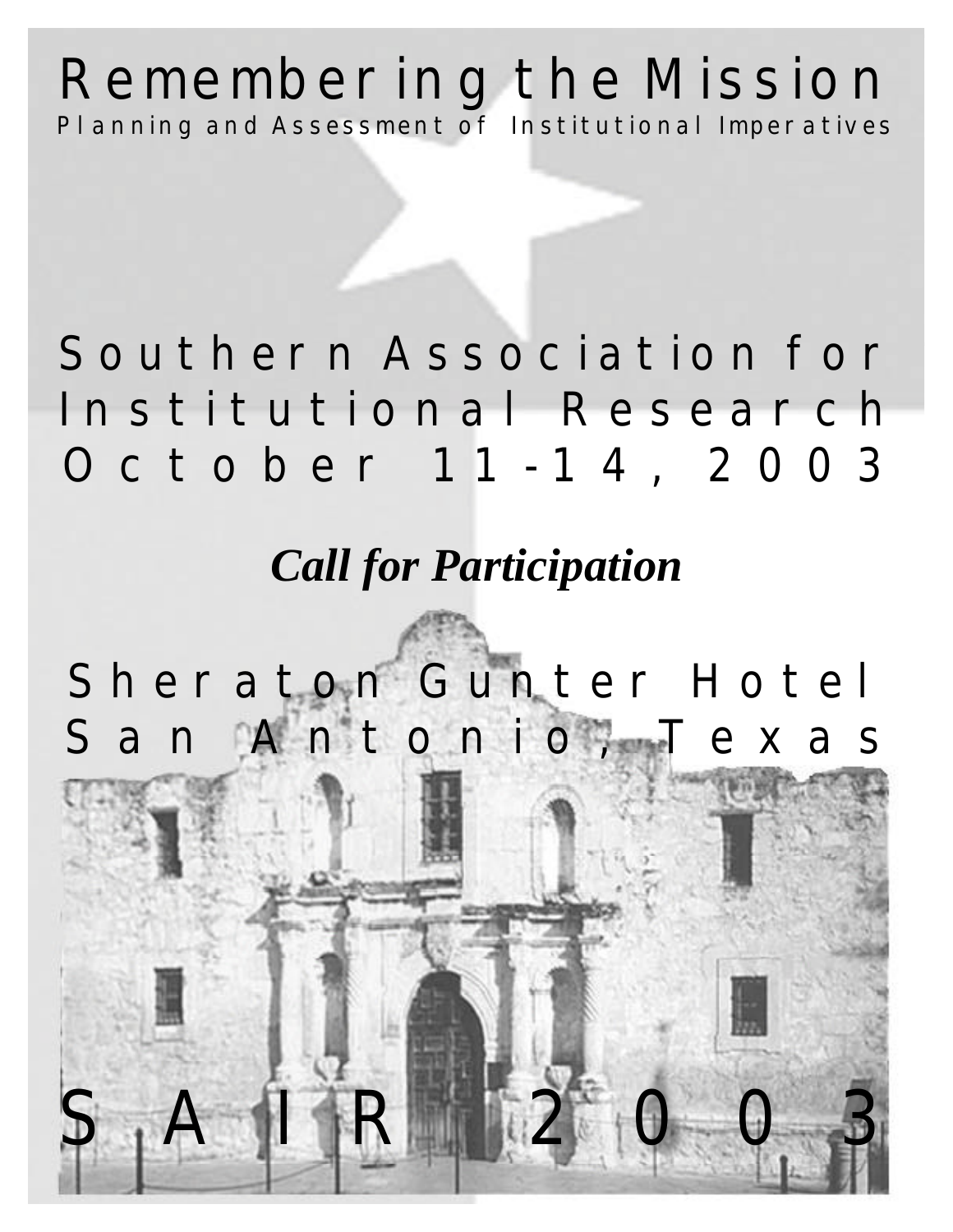# Remembering the Mission

Planning and Assessment of Institutional Imperatives

## Southern Association for Institutional Research

## October 11-14, 2003

***Call for Participation***

## Sheraton Gunter Hotel

## San Antonio, Texas

# SAIR 2003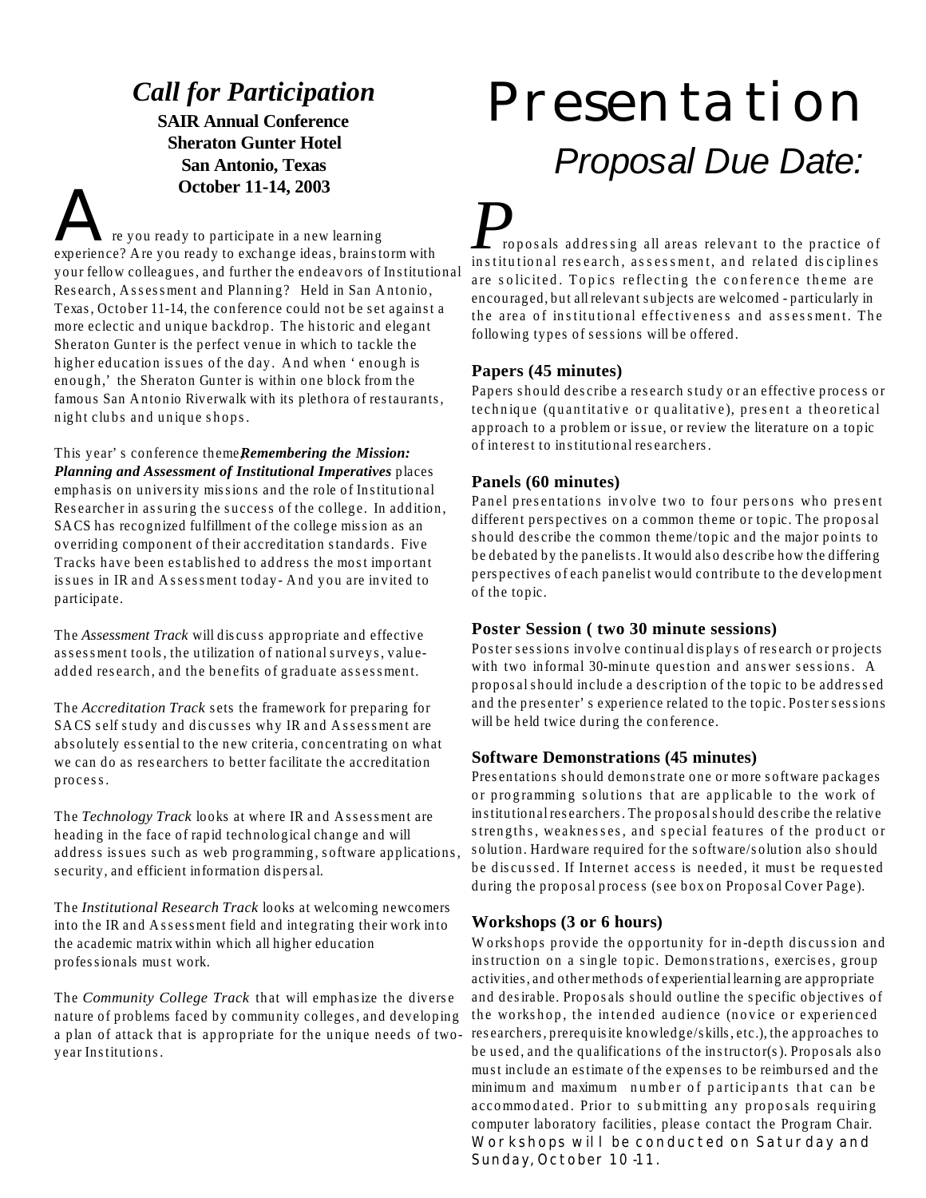## *Call for Participation*

**SAIR Annual Conference**
**Sheraton Gunter Hotel**
**San Antonio, Texas**
**October 11-14, 2003**

Are you ready to participate in a new learning experience? Are you ready to exchange ideas, brainstorm with your fellow colleagues, and further the endeavors of Institutional Research, Assessment and Planning? Held in San Antonio, Texas, October 11-14, the conference could not be set against a more eclectic and unique backdrop. The historic and elegant Sheraton Gunter is the perfect venue in which to tackle the higher education issues of the day. And when 'enough is enough,' the Sheraton Gunter is within one block from the famous San Antonio Riverwalk with its plethora of restaurants, night clubs and unique shops.

This year's conference theme, ***Remembering the Mission: Planning and Assessment of Institutional Imperatives*** places emphasis on university missions and the role of Institutional Researcher in assuring the success of the college. In addition, SACS has recognized fulfillment of the college mission as an overriding component of their accreditation standards. Five Tracks have been established to address the most important issues in IR and Assessment today- And you are invited to participate.

The *Assessment Track* will discuss appropriate and effective assessment tools, the utilization of national surveys, value-added research, and the benefits of graduate assessment.

The *Accreditation Track* sets the framework for preparing for SACS self study and discusses why IR and Assessment are absolutely essential to the new criteria, concentrating on what we can do as researchers to better facilitate the accreditation process.

The *Technology Track* looks at where IR and Assessment are heading in the face of rapid technological change and will address issues such as web programming, software applications, security, and efficient information dispersal.

The *Institutional Research Track* looks at welcoming newcomers into the IR and Assessment field and integrating their work into the academic matrix within which all higher education professionals must work.

The *Community College Track* that will emphasize the diverse nature of problems faced by community colleges, and developing a plan of attack that is appropriate for the unique needs of two-year Institutions.

# Presentation

## *Proposal Due Date:*

Proposals addressing all areas relevant to the practice of institutional research, assessment, and related disciplines are solicited. Topics reflecting the conference theme are encouraged, but all relevant subjects are welcomed - particularly in the area of institutional effectiveness and assessment. The following types of sessions will be offered.

### Papers (45 minutes)

Papers should describe a research study or an effective process or technique (quantitative or qualitative), present a theoretical approach to a problem or issue, or review the literature on a topic of interest to institutional researchers.

### Panels (60 minutes)

Panel presentations involve two to four persons who present different perspectives on a common theme or topic. The proposal should describe the common theme/topic and the major points to be debated by the panelists. It would also describe how the differing perspectives of each panelist would contribute to the development of the topic.

### Poster Session ( two 30 minute sessions)

Poster sessions involve continual displays of research or projects with two informal 30-minute question and answer sessions. A proposal should include a description of the topic to be addressed and the presenter's experience related to the topic. Poster sessions will be held twice during the conference.

### Software Demonstrations (45 minutes)

Presentations should demonstrate one or more software packages or programming solutions that are applicable to the work of institutional researchers. The proposal should describe the relative strengths, weaknesses, and special features of the product or solution. Hardware required for the software/solution also should be discussed. If Internet access is needed, it must be requested during the proposal process (see box on Proposal Cover Page).

### Workshops (3 or 6 hours)

Workshops provide the opportunity for in-depth discussion and instruction on a single topic. Demonstrations, exercises, group activities, and other methods of experiential learning are appropriate and desirable. Proposals should outline the specific objectives of the workshop, the intended audience (novice or experienced researchers, prerequisite knowledge/skills, etc.), the approaches to be used, and the qualifications of the instructor(s). Proposals also must include an estimate of the expenses to be reimbursed and the minimum and maximum number of participants that can be accommodated. Prior to submitting any proposals requiring computer laboratory facilities, please contact the Program Chair. Workshops will be conducted on Saturday and Sunday, October 10-11.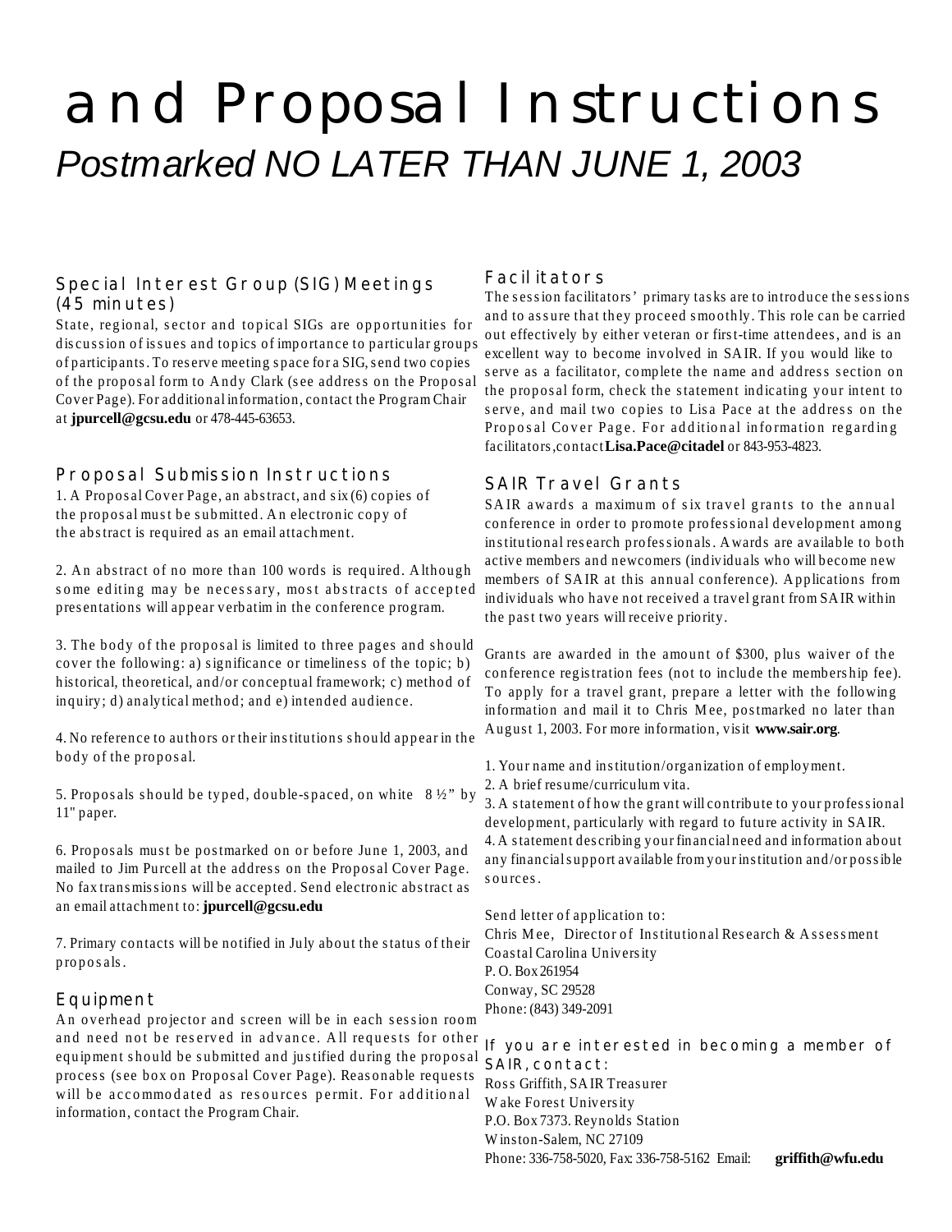# and Proposal Instructions

*Postmarked NO LATER THAN JUNE 1, 2003*

### Special Interest Group (SIG) Meetings (45 minutes)

State, regional, sector and topical SIGs are opportunities for discussion of issues and topics of importance to particular groups of participants. To reserve meeting space for a SIG, send two copies of the proposal form to Andy Clark (see address on the Proposal Cover Page). For additional information, contact the Program Chair at **jpurcell@gcsu.edu** or 478-445-63653.

### Proposal Submission Instructions

1. A Proposal Cover Page, an abstract, and six (6) copies of the proposal must be submitted. An electronic copy of the abstract is required as an email attachment.

2. An abstract of no more than 100 words is required. Although some editing may be necessary, most abstracts of accepted presentations will appear verbatim in the conference program.

3. The body of the proposal is limited to three pages and should cover the following: a) significance or timeliness of the topic; b) historical, theoretical, and/or conceptual framework; c) method of inquiry; d) analytical method; and e) intended audience.

4. No reference to authors or their institutions should appear in the body of the proposal.

5. Proposals should be typed, double-spaced, on white 8 ½" by 11" paper.

6. Proposals must be postmarked on or before June 1, 2003, and mailed to Jim Purcell at the address on the Proposal Cover Page. No fax transmissions will be accepted. Send electronic abstract as an email attachment to: **jpurcell@gcsu.edu**

7. Primary contacts will be notified in July about the status of their proposals.

### Equipment

An overhead projector and screen will be in each session room and need not be reserved in advance. All requests for other equipment should be submitted and justified during the proposal process (see box on Proposal Cover Page). Reasonable requests will be accommodated as resources permit. For additional information, contact the Program Chair.

### Facilitators

The session facilitators' primary tasks are to introduce the sessions and to assure that they proceed smoothly. This role can be carried out effectively by either veteran or first-time attendees, and is an excellent way to become involved in SAIR. If you would like to serve as a facilitator, complete the name and address section on the proposal form, check the statement indicating your intent to serve, and mail two copies to Lisa Pace at the address on the Proposal Cover Page. For additional information regarding facilitators,contact **Lisa.Pace@citadel** or 843-953-4823.

### SAIR Travel Grants

SAIR awards a maximum of six travel grants to the annual conference in order to promote professional development among institutional research professionals. Awards are available to both active members and newcomers (individuals who will become new members of SAIR at this annual conference). Applications from individuals who have not received a travel grant from SAIR within the past two years will receive priority.

Grants are awarded in the amount of $300, plus waiver of the conference registration fees (not to include the membership fee). To apply for a travel grant, prepare a letter with the following information and mail it to Chris Mee, postmarked no later than August 1, 2003. For more information, visit **www.sair.org**.

1. Your name and institution/organization of employment.
2. A brief resume/curriculum vita.
3. A statement of how the grant will contribute to your professional development, particularly with regard to future activity in SAIR.
4. A statement describing your financial need and information about any financial support available from your institution and/or possible sources.

Send letter of application to:
Chris Mee, Director of Institutional Research & Assessment
Coastal Carolina University
P. O. Box 261954
Conway, SC 29528
Phone: (843) 349-2091

### If you are interested in becoming a member of SAIR, contact:

Ross Griffith, SAIR Treasurer
Wake Forest University
P.O. Box 7373. Reynolds Station
Winston-Salem, NC 27109
Phone: 336-758-5020, Fax: 336-758-5162 Email: **griffith@wfu.edu**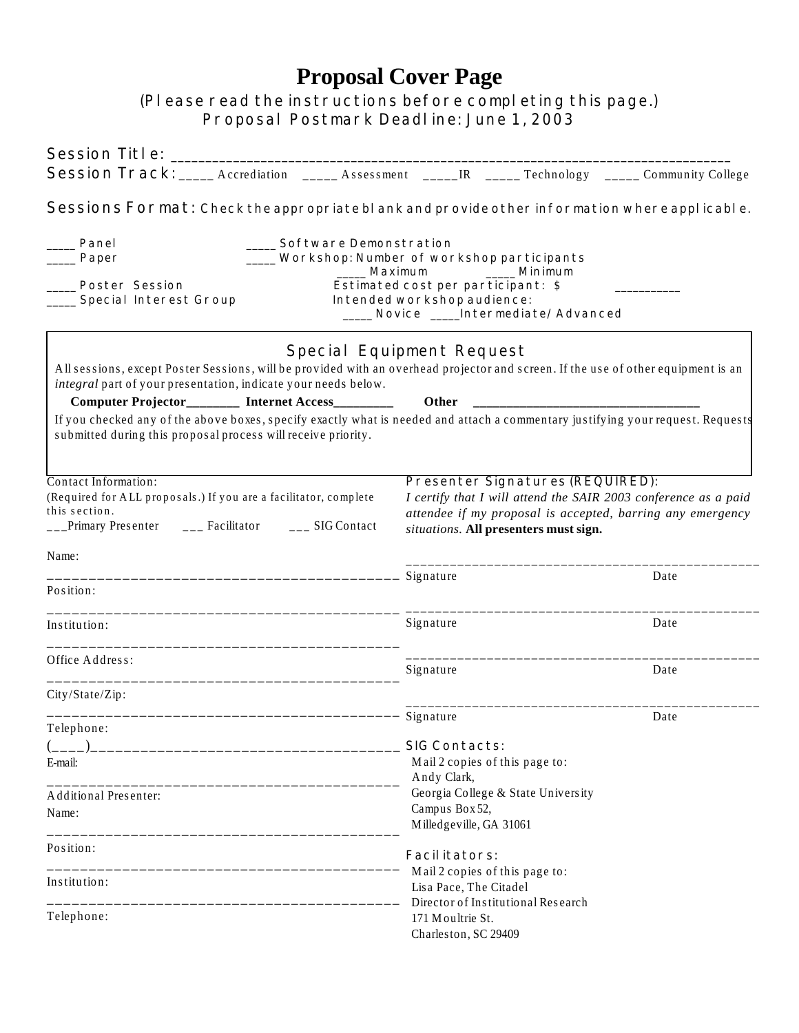# Proposal Cover Page

(Please read the instructions before completing this page.)
Proposal Postmark Deadline: June 1, 2003

Session Title: ___________________________________________________________________________

Session Track: _____ Accrediation _____ Assessment _____IR _____ Technology _____ Community College

Sessions Format: Check the appropriate blank and provide other information where applicable.

_____ Panel
_____ Paper
_____ Poster Session
_____ Special Interest Group

_____ Software Demonstration
_____ Workshop: Number of workshop participants
_____ Maximum _____ Minimum
Estimated cost per participant: $ ___________
Intended workshop audience:
_____ Novice _____Intermediate/Advanced

## Special Equipment Request

All sessions, except Poster Sessions, will be provided with an overhead projector and screen. If the use of other equipment is an *integral* part of your presentation, indicate your needs below.

**Computer Projector**________ **Internet Access**_________ **Other** ___________________________________

If you checked any of the above boxes, specify exactly what is needed and attach a commentary justifying your request. Requests submitted during this proposal process will receive priority.

Contact Information:
(Required for ALL proposals.) If you are a facilitator, complete this section.
___Primary Presenter ___ Facilitator ___ SIG Contact

Name:
___________________________________________
Position:
___________________________________________
Institution:
___________________________________________
Office Address:
___________________________________________
City/State/Zip:
___________________________________________
Telephone:
(____)_____________________________________
E-mail:
___________________________________________
Additional Presenter:
Name:
___________________________________________
Position:
___________________________________________
Institution:
___________________________________________
Telephone:

Presenter Signatures (REQUIRED):
*I certify that I will attend the SAIR 2003 conference as a paid attendee if my proposal is accepted, barring any emergency situations.* **All presenters must sign.**

_______________________________________________
Signature Date

_______________________________________________
Signature Date

_______________________________________________
Signature Date

_______________________________________________
Signature Date

SIG Contacts:
Mail 2 copies of this page to:
Andy Clark,
Georgia College & State University
Campus Box 52,
Milledgeville, GA 31061

Facilitators:
Mail 2 copies of this page to:
Lisa Pace, The Citadel
Director of Institutional Research
171 Moultrie St.
Charleston, SC 29409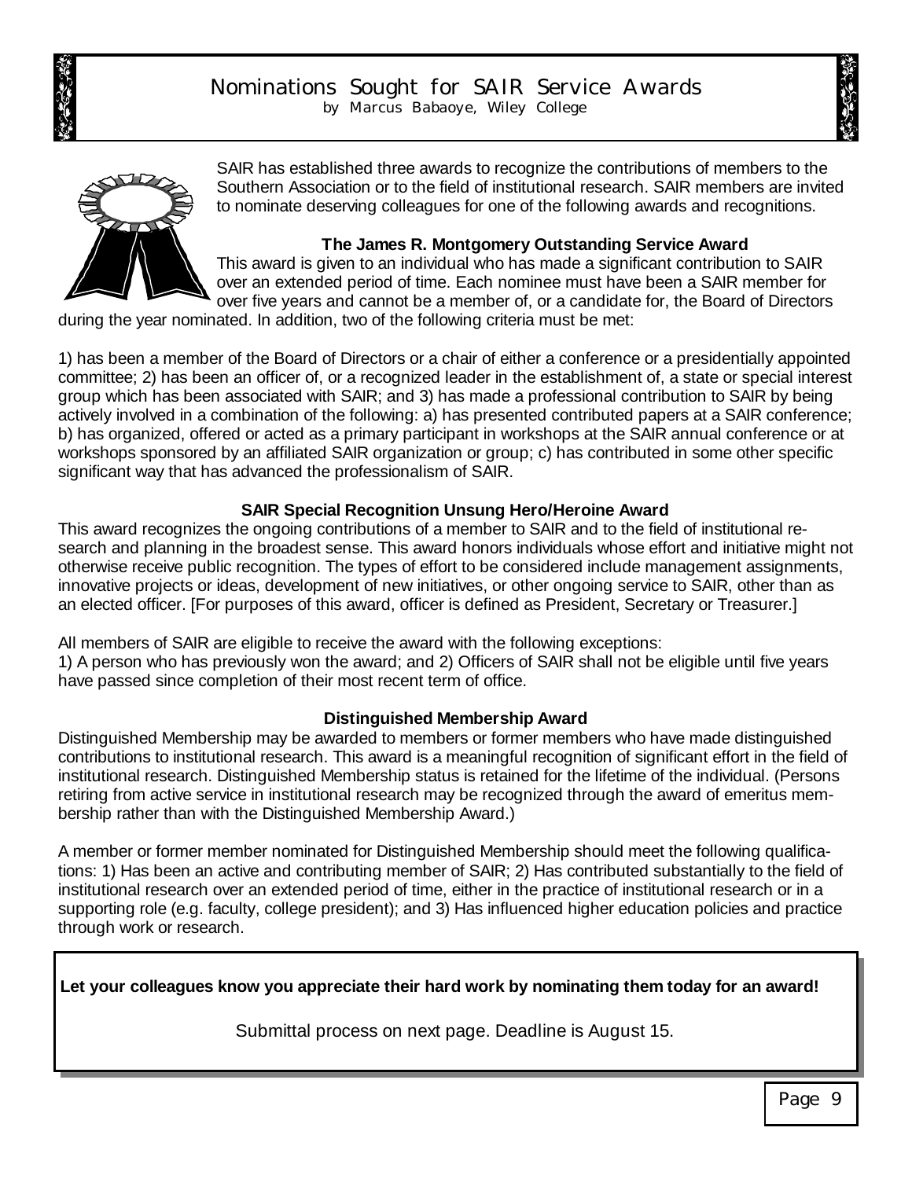# Nominations Sought for SAIR Service Awards

by Marcus Babaoye, Wiley College

SAIR has established three awards to recognize the contributions of members to the Southern Association or to the field of institutional research. SAIR members are invited to nominate deserving colleagues for one of the following awards and recognitions.

### The James R. Montgomery Outstanding Service Award

This award is given to an individual who has made a significant contribution to SAIR over an extended period of time. Each nominee must have been a SAIR member for over five years and cannot be a member of, or a candidate for, the Board of Directors during the year nominated. In addition, two of the following criteria must be met:

1) has been a member of the Board of Directors or a chair of either a conference or a presidentially appointed committee; 2) has been an officer of, or a recognized leader in the establishment of, a state or special interest group which has been associated with SAIR; and 3) has made a professional contribution to SAIR by being actively involved in a combination of the following: a) has presented contributed papers at a SAIR conference; b) has organized, offered or acted as a primary participant in workshops at the SAIR annual conference or at workshops sponsored by an affiliated SAIR organization or group; c) has contributed in some other specific significant way that has advanced the professionalism of SAIR.

### SAIR Special Recognition Unsung Hero/Heroine Award

This award recognizes the ongoing contributions of a member to SAIR and to the field of institutional research and planning in the broadest sense. This award honors individuals whose effort and initiative might not otherwise receive public recognition. The types of effort to be considered include management assignments, innovative projects or ideas, development of new initiatives, or other ongoing service to SAIR, other than as an elected officer. [For purposes of this award, officer is defined as President, Secretary or Treasurer.]

All members of SAIR are eligible to receive the award with the following exceptions:
1) A person who has previously won the award; and 2) Officers of SAIR shall not be eligible until five years have passed since completion of their most recent term of office.

### Distinguished Membership Award

Distinguished Membership may be awarded to members or former members who have made distinguished contributions to institutional research. This award is a meaningful recognition of significant effort in the field of institutional research. Distinguished Membership status is retained for the lifetime of the individual. (Persons retiring from active service in institutional research may be recognized through the award of emeritus membership rather than with the Distinguished Membership Award.)

A member or former member nominated for Distinguished Membership should meet the following qualifications: 1) Has been an active and contributing member of SAIR; 2) Has contributed substantially to the field of institutional research over an extended period of time, either in the practice of institutional research or in a supporting role (e.g. faculty, college president); and 3) Has influenced higher education policies and practice through work or research.

**Let your colleagues know you appreciate their hard work by nominating them today for an award!**

Submittal process on next page. Deadline is August 15.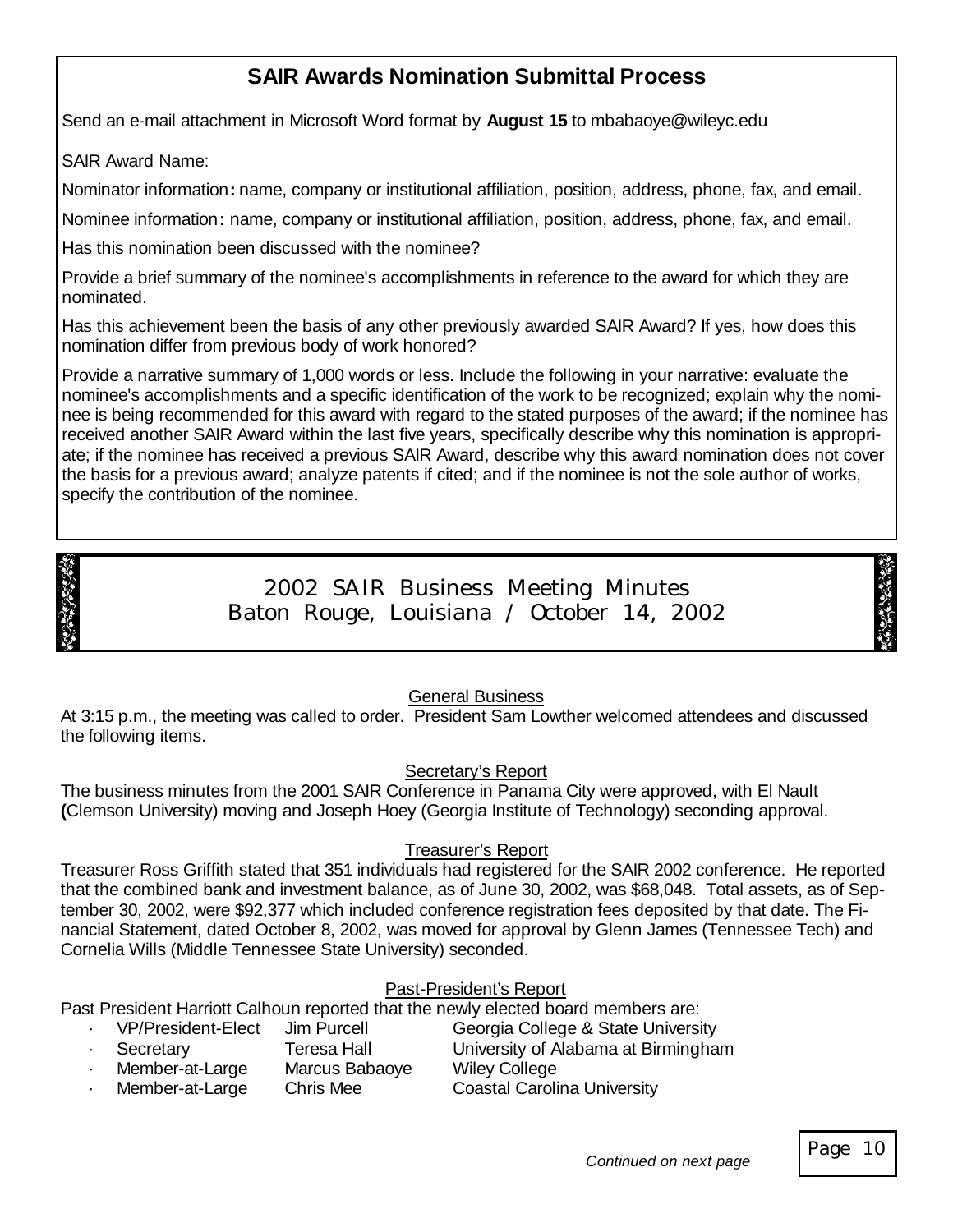## SAIR Awards Nomination Submittal Process

Send an e-mail attachment in Microsoft Word format by **August 15** to mbabaoye@wileyc.edu

SAIR Award Name:

Nominator information**:** name, company or institutional affiliation, position, address, phone, fax, and email.

Nominee information**:** name, company or institutional affiliation, position, address, phone, fax, and email.

Has this nomination been discussed with the nominee?

Provide a brief summary of the nominee's accomplishments in reference to the award for which they are nominated.

Has this achievement been the basis of any other previously awarded SAIR Award? If yes, how does this nomination differ from previous body of work honored?

Provide a narrative summary of 1,000 words or less. Include the following in your narrative: evaluate the nominee's accomplishments and a specific identification of the work to be recognized; explain why the nominee is being recommended for this award with regard to the stated purposes of the award; if the nominee has received another SAIR Award within the last five years, specifically describe why this nomination is appropriate; if the nominee has received a previous SAIR Award, describe why this award nomination does not cover the basis for a previous award; analyze patents if cited; and if the nominee is not the sole author of works, specify the contribution of the nominee.

# 2002 SAIR Business Meeting Minutes
## Baton Rouge, Louisiana / October 14, 2002

### General Business

At 3:15 p.m., the meeting was called to order. President Sam Lowther welcomed attendees and discussed the following items.

### Secretary's Report

The business minutes from the 2001 SAIR Conference in Panama City were approved, with El Nault **(**Clemson University) moving and Joseph Hoey (Georgia Institute of Technology) seconding approval.

### Treasurer's Report

Treasurer Ross Griffith stated that 351 individuals had registered for the SAIR 2002 conference. He reported that the combined bank and investment balance, as of June 30, 2002, was $68,048. Total assets, as of September 30, 2002, were $92,377 which included conference registration fees deposited by that date. The Financial Statement, dated October 8, 2002, was moved for approval by Glenn James (Tennessee Tech) and Cornelia Wills (Middle Tennessee State University) seconded.

### Past-President's Report

Past President Harriott Calhoun reported that the newly elected board members are:

- VP/President-Elect — Jim Purcell — Georgia College & State University
- Secretary — Teresa Hall — University of Alabama at Birmingham
- Member-at-Large — Marcus Babaoye — Wiley College
- Member-at-Large — Chris Mee — Coastal Carolina University

*Continued on next page*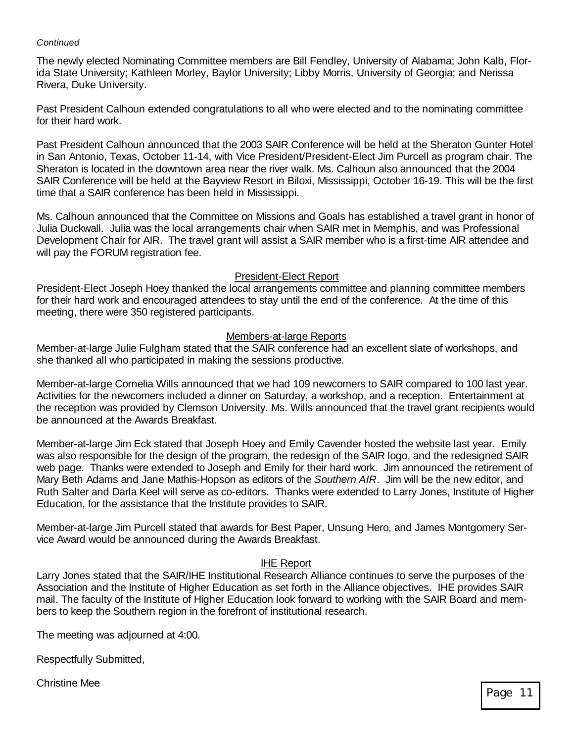*Continued*

The newly elected Nominating Committee members are Bill Fendley, University of Alabama; John Kalb, Florida State University; Kathleen Morley, Baylor University; Libby Morris, University of Georgia; and Nerissa Rivera, Duke University.

Past President Calhoun extended congratulations to all who were elected and to the nominating committee for their hard work.

Past President Calhoun announced that the 2003 SAIR Conference will be held at the Sheraton Gunter Hotel in San Antonio, Texas, October 11-14, with Vice President/President-Elect Jim Purcell as program chair. The Sheraton is located in the downtown area near the river walk. Ms. Calhoun also announced that the 2004 SAIR Conference will be held at the Bayview Resort in Biloxi, Mississippi, October 16-19. This will be the first time that a SAIR conference has been held in Mississippi.

Ms. Calhoun announced that the Committee on Missions and Goals has established a travel grant in honor of Julia Duckwall. Julia was the local arrangements chair when SAIR met in Memphis, and was Professional Development Chair for AIR. The travel grant will assist a SAIR member who is a first-time AIR attendee and will pay the FORUM registration fee.

## President-Elect Report

President-Elect Joseph Hoey thanked the local arrangements committee and planning committee members for their hard work and encouraged attendees to stay until the end of the conference. At the time of this meeting, there were 350 registered participants.

## Members-at-large Reports

Member-at-large Julie Fulgham stated that the SAIR conference had an excellent slate of workshops, and she thanked all who participated in making the sessions productive.

Member-at-large Cornelia Wills announced that we had 109 newcomers to SAIR compared to 100 last year. Activities for the newcomers included a dinner on Saturday, a workshop, and a reception. Entertainment at the reception was provided by Clemson University. Ms. Wills announced that the travel grant recipients would be announced at the Awards Breakfast.

Member-at-large Jim Eck stated that Joseph Hoey and Emily Cavender hosted the website last year. Emily was also responsible for the design of the program, the redesign of the SAIR logo, and the redesigned SAIR web page. Thanks were extended to Joseph and Emily for their hard work. Jim announced the retirement of Mary Beth Adams and Jane Mathis-Hopson as editors of the *Southern AIR*. Jim will be the new editor, and Ruth Salter and Darla Keel will serve as co-editors. Thanks were extended to Larry Jones, Institute of Higher Education, for the assistance that the Institute provides to SAIR.

Member-at-large Jim Purcell stated that awards for Best Paper, Unsung Hero, and James Montgomery Service Award would be announced during the Awards Breakfast.

## IHE Report

Larry Jones stated that the SAIR/IHE Institutional Research Alliance continues to serve the purposes of the Association and the Institute of Higher Education as set forth in the Alliance objectives. IHE provides SAIR mail. The faculty of the Institute of Higher Education look forward to working with the SAIR Board and members to keep the Southern region in the forefront of institutional research.

The meeting was adjourned at 4:00.

Respectfully Submitted,

Christine Mee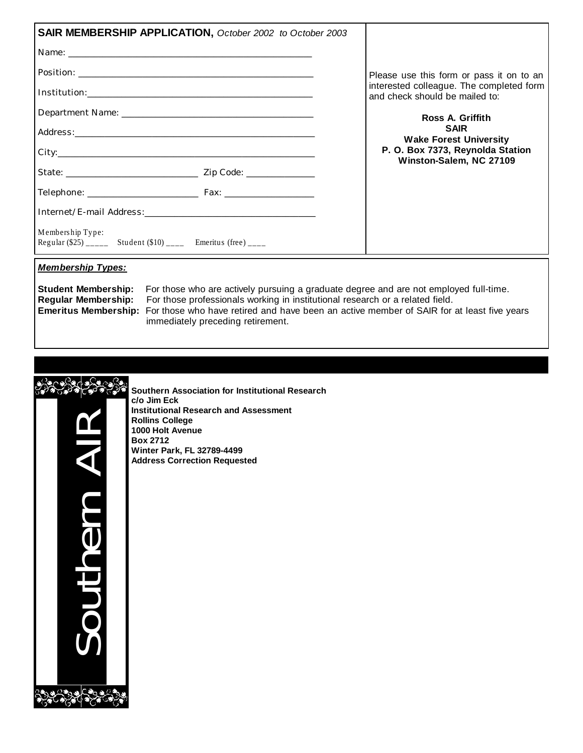**SAIR MEMBERSHIP APPLICATION,** *October 2002 to October 2003*

Name: ___________________________________________________

Position: _________________________________________________

Institution:_______________________________________________

Department Name: ___________________________________________

Address:__________________________________________________

City:_____________________________________________________

State: ___________________________ Zip Code: ______________

Telephone: ________________________ Fax: __________________

Internet/E-mail Address:___________________________________

Membership Type:
Regular ($25) _____ Student ($10) ____ Emeritus (free) ____

Please use this form or pass it on to an interested colleague. The completed form and check should be mailed to:

**Ross A. Griffith**
**SAIR**
**Wake Forest University**
**P. O. Box 7373, Reynolda Station**
**Winston-Salem, NC 27109**

***Membership Types:***

**Student Membership:** For those who are actively pursuing a graduate degree and are not employed full-time.
**Regular Membership:** For those professionals working in institutional research or a related field.
**Emeritus Membership:** For those who have retired and have been an active member of SAIR for at least five years immediately preceding retirement.

Southern AIR

**Southern Association for Institutional Research**
**c/o Jim Eck**
**Institutional Research and Assessment**
**Rollins College**
**1000 Holt Avenue**
**Box 2712**
**Winter Park, FL 32789-4499**
**Address Correction Requested**